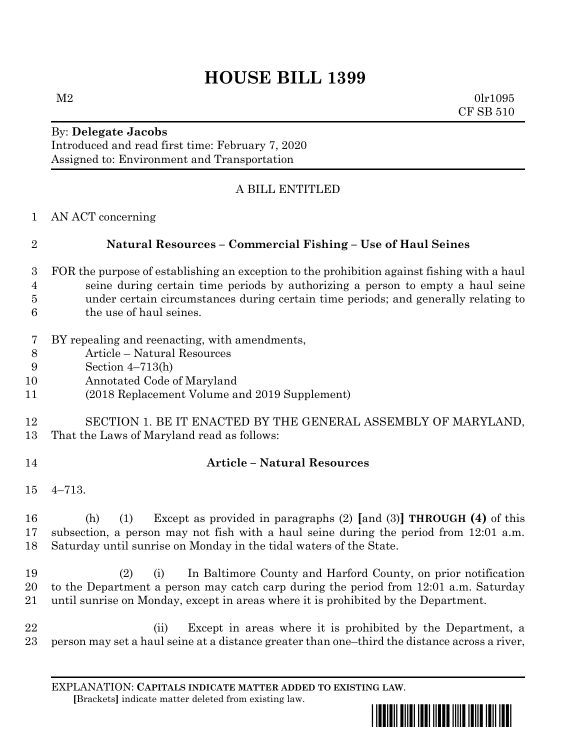# HOUSE BILL 1399

M2 0lr1095
CF SB 510

By: **Delegate Jacobs**
Introduced and read first time: February 7, 2020
Assigned to: Environment and Transportation

A BILL ENTITLED

AN ACT concerning

**Natural Resources – Commercial Fishing – Use of Haul Seines**

FOR the purpose of establishing an exception to the prohibition against fishing with a haul seine during certain time periods by authorizing a person to empty a haul seine under certain circumstances during certain time periods; and generally relating to the use of haul seines.

BY repealing and reenacting, with amendments,
Article – Natural Resources
Section 4–713(h)
Annotated Code of Maryland
(2018 Replacement Volume and 2019 Supplement)

SECTION 1. BE IT ENACTED BY THE GENERAL ASSEMBLY OF MARYLAND, That the Laws of Maryland read as follows:

**Article – Natural Resources**

4–713.

(h) (1) Except as provided in paragraphs (2) **[**and (3)**]** **THROUGH (4)** of this subsection, a person may not fish with a haul seine during the period from 12:01 a.m. Saturday until sunrise on Monday in the tidal waters of the State.

(2) (i) In Baltimore County and Harford County, on prior notification to the Department a person may catch carp during the period from 12:01 a.m. Saturday until sunrise on Monday, except in areas where it is prohibited by the Department.

(ii) Except in areas where it is prohibited by the Department, a person may set a haul seine at a distance greater than one–third the distance across a river,

EXPLANATION: **CAPITALS INDICATE MATTER ADDED TO EXISTING LAW**.
**[**Brackets**]** indicate matter deleted from existing law.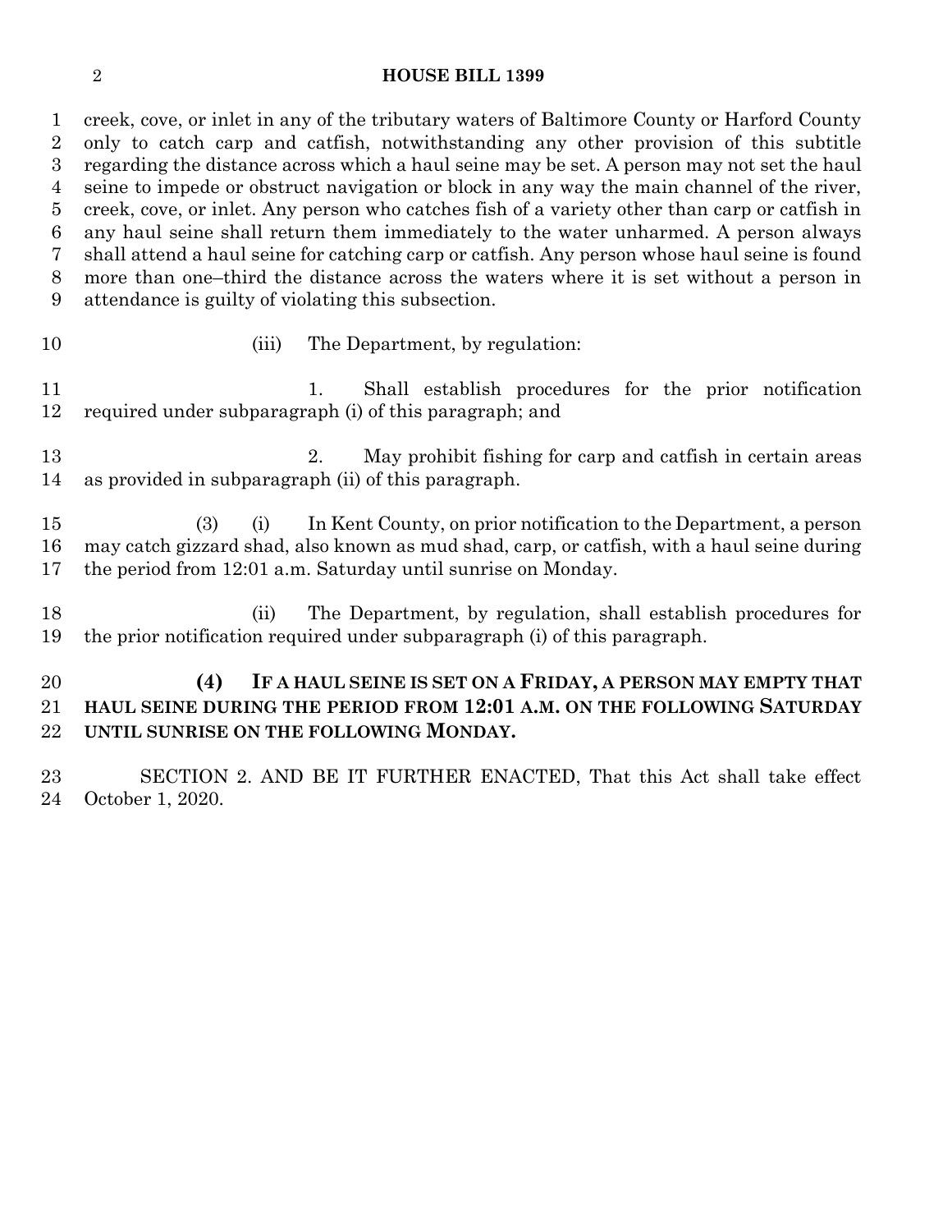creek, cove, or inlet in any of the tributary waters of Baltimore County or Harford County only to catch carp and catfish, notwithstanding any other provision of this subtitle regarding the distance across which a haul seine may be set. A person may not set the haul seine to impede or obstruct navigation or block in any way the main channel of the river, creek, cove, or inlet. Any person who catches fish of a variety other than carp or catfish in any haul seine shall return them immediately to the water unharmed. A person always shall attend a haul seine for catching carp or catfish. Any person whose haul seine is found more than one–third the distance across the waters where it is set without a person in attendance is guilty of violating this subsection.

(iii) The Department, by regulation:

1. Shall establish procedures for the prior notification required under subparagraph (i) of this paragraph; and

2. May prohibit fishing for carp and catfish in certain areas as provided in subparagraph (ii) of this paragraph.

(3) (i) In Kent County, on prior notification to the Department, a person may catch gizzard shad, also known as mud shad, carp, or catfish, with a haul seine during the period from 12:01 a.m. Saturday until sunrise on Monday.

(ii) The Department, by regulation, shall establish procedures for the prior notification required under subparagraph (i) of this paragraph.

**(4) IF A HAUL SEINE IS SET ON A FRIDAY, A PERSON MAY EMPTY THAT HAUL SEINE DURING THE PERIOD FROM 12:01 A.M. ON THE FOLLOWING SATURDAY UNTIL SUNRISE ON THE FOLLOWING MONDAY.**

SECTION 2. AND BE IT FURTHER ENACTED, That this Act shall take effect October 1, 2020.